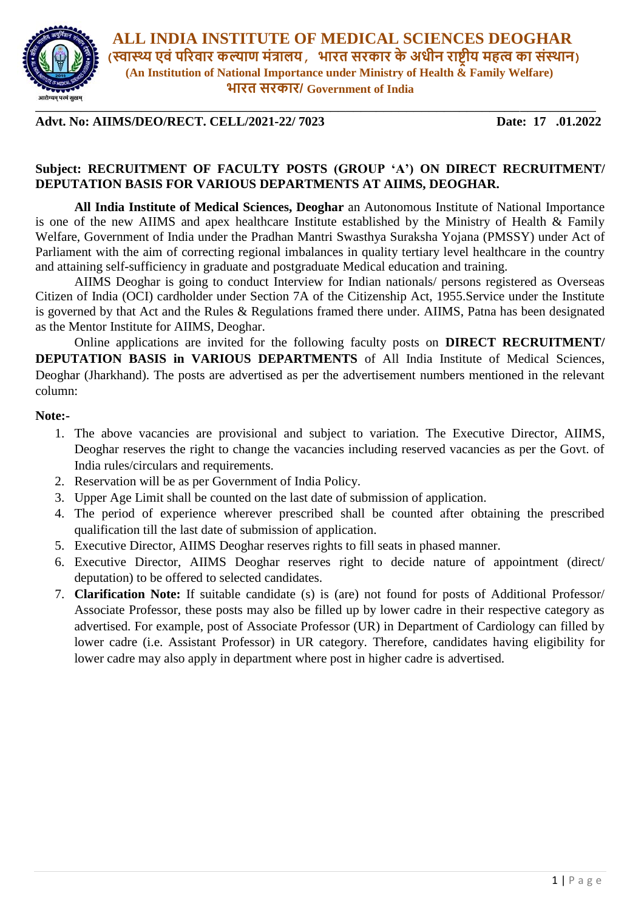# ALL INDIA INSTITUTE OF MEDICAL SCIENCES DEOGHAR

**(स्वास्थ्य एवं परिवार कल्याण मंत्रालय, भारत सरकार के अधीन राष्ट्रीय महत्व का संस्थान)**

**(An Institution of National Importance under Ministry of Health & Family Welfare)**

**भारत सरकार/ Government of India**

---

**Advt. No: AIIMS/DEO/RECT. CELL/2021-22/ 7023** **Date: 17 .01.2022**

**Subject: RECRUITMENT OF FACULTY POSTS (GROUP 'A') ON DIRECT RECRUITMENT/ DEPUTATION BASIS FOR VARIOUS DEPARTMENTS AT AIIMS, DEOGHAR.**

**All India Institute of Medical Sciences, Deoghar** an Autonomous Institute of National Importance is one of the new AIIMS and apex healthcare Institute established by the Ministry of Health & Family Welfare, Government of India under the Pradhan Mantri Swasthya Suraksha Yojana (PMSSY) under Act of Parliament with the aim of correcting regional imbalances in quality tertiary level healthcare in the country and attaining self-sufficiency in graduate and postgraduate Medical education and training.

AIIMS Deoghar is going to conduct Interview for Indian nationals/ persons registered as Overseas Citizen of India (OCI) cardholder under Section 7A of the Citizenship Act, 1955.Service under the Institute is governed by that Act and the Rules & Regulations framed there under. AIIMS, Patna has been designated as the Mentor Institute for AIIMS, Deoghar.

Online applications are invited for the following faculty posts on **DIRECT RECRUITMENT/ DEPUTATION BASIS in VARIOUS DEPARTMENTS** of All India Institute of Medical Sciences, Deoghar (Jharkhand). The posts are advertised as per the advertisement numbers mentioned in the relevant column:

**Note:-**

1. The above vacancies are provisional and subject to variation. The Executive Director, AIIMS, Deoghar reserves the right to change the vacancies including reserved vacancies as per the Govt. of India rules/circulars and requirements.
2. Reservation will be as per Government of India Policy.
3. Upper Age Limit shall be counted on the last date of submission of application.
4. The period of experience wherever prescribed shall be counted after obtaining the prescribed qualification till the last date of submission of application.
5. Executive Director, AIIMS Deoghar reserves rights to fill seats in phased manner.
6. Executive Director, AIIMS Deoghar reserves right to decide nature of appointment (direct/ deputation) to be offered to selected candidates.
7. **Clarification Note:** If suitable candidate (s) is (are) not found for posts of Additional Professor/ Associate Professor, these posts may also be filled up by lower cadre in their respective category as advertised. For example, post of Associate Professor (UR) in Department of Cardiology can filled by lower cadre (i.e. Assistant Professor) in UR category. Therefore, candidates having eligibility for lower cadre may also apply in department where post in higher cadre is advertised.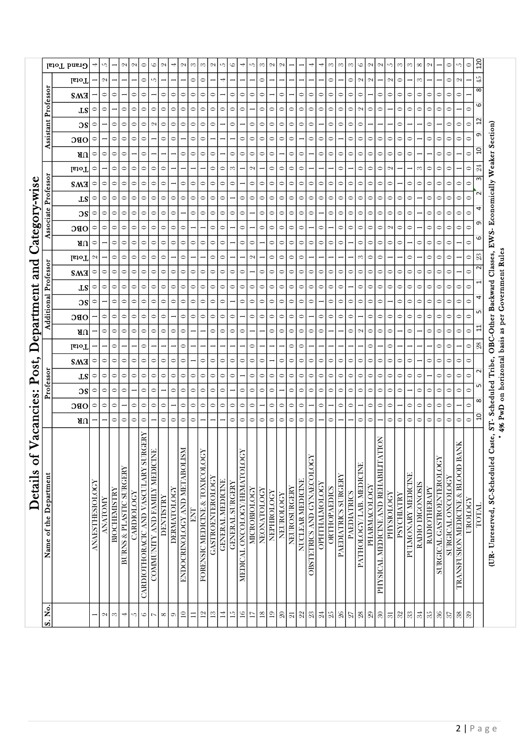# Details of Vacancies: Post, Department and Category-wise

| S. No. | Name of the Department | Professor | | | | | | Additional Professor | | | | | | Associate Professor | | | | | | Assistant Professor | | | | | | Grand Total |
|---|---|---|---|---|---|---|---|---|---|---|---|---|---|---|---|---|---|---|---|---|---|---|---|---|---|---|
| | | UR | OBC | SC | ST | EWS | Total | UR | OBC | SC | ST | EWS | Total | UR | OBC | SC | ST | EWS | Total | UR | OBC | SC | ST | EWS | Total | |
| 1 | ANAESTHESIOLOGY | 1 | 0 | 0 | 0 | 0 | 1 | 1 | 1 | 0 | 0 | 0 | 2 | 0 | 0 | 0 | 0 | 0 | 0 | 0 | 0 | 0 | 0 | 1 | 1 | 4 |
| 2 | ANATOMY | 1 | 0 | 0 | 0 | 0 | 1 | 0 | 0 | 1 | 0 | 0 | 1 | 1 | 0 | 0 | 0 | 0 | 1 | 0 | 1 | 1 | 0 | 0 | 2 | 5 |
| 3 | BIOCHEMISTRY | 0 | 1 | 0 | 0 | 0 | 1 | 0 | 0 | 0 | 0 | 0 | 0 | 0 | 0 | 0 | 0 | 0 | 0 | 0 | 0 | 0 | 0 | 0 | 0 | 1 |
| 4 | BURNS & PLASTIC SURGERY | 0 | 1 | 0 | 0 | 0 | 1 | 0 | 0 | 0 | 0 | 0 | 0 | 0 | 0 | 0 | 0 | 0 | 0 | 0 | 0 | 0 | 0 | 1 | 1 | 2 |
| 5 | CARDIOLOGY | 0 | 0 | 1 | 0 | 0 | 1 | 0 | 0 | 0 | 0 | 0 | 0 | 0 | 0 | 0 | 0 | 0 | 0 | 1 | 0 | 0 | 0 | 0 | 1 | 2 |
| 6 | CARDIOTHORACIC AND VASCULARY SURGERY | 0 | 0 | 0 | 0 | 0 | 0 | 0 | 0 | 0 | 0 | 0 | 0 | 0 | 0 | 0 | 0 | 0 | 0 | 0 | 0 | 0 | 0 | 0 | 0 | 0 |
| 7 | COMMUNITY AND FAMILY MEDICINE | 1 | 0 | 0 | 0 | 0 | 1 | 0 | 0 | 0 | 0 | 0 | 0 | 0 | 0 | 0 | 0 | 0 | 0 | 1 | 1 | 2 | 0 | 1 | 5 | 6 |
| 8 | DENTISTRY | 0 | 0 | 1 | 0 | 0 | 1 | 0 | 0 | 0 | 0 | 0 | 0 | 0 | 0 | 0 | 0 | 0 | 0 | 0 | 0 | 1 | 0 | 0 | 1 | 2 |
| 9 | DERMATOLOGY | 0 | 1 | 0 | 0 | 0 | 1 | 0 | 1 | 0 | 0 | 0 | 1 | 0 | 0 | 0 | 0 | 1 | 1 | 1 | 0 | 0 | 0 | 0 | 1 | 4 |
| 10 | ENDOCRINOLOGY AND METABOLISM | 0 | 0 | 0 | 0 | 0 | 0 | 0 | 0 | 0 | 0 | 0 | 0 | 0 | 0 | 1 | 0 | 0 | 1 | 0 | 1 | 0 | 0 | 0 | 1 | 2 |
| 11 | ENT | 0 | 0 | 0 | 0 | 1 | 1 | 1 | 0 | 0 | 0 | 0 | 1 | 0 | 1 | 0 | 0 | 0 | 1 | 0 | 0 | 0 | 0 | 0 | 0 | 3 |
| 12 | FORENSIC MEDICINE & TOXICOLOGY | 1 | 0 | 0 | 0 | 0 | 1 | 1 | 0 | 0 | 0 | 0 | 1 | 0 | 1 | 0 | 0 | 0 | 1 | 0 | 0 | 0 | 0 | 0 | 0 | 3 |
| 13 | GASTROENTEROLOGY | 1 | 0 | 0 | 0 | 0 | 1 | 0 | 0 | 0 | 0 | 0 | 0 | 0 | 0 | 0 | 0 | 0 | 0 | 0 | 1 | 0 | 0 | 0 | 1 | 2 |
| 14 | GENERAL MEDICINE | 1 | 0 | 0 | 0 | 0 | 1 | 0 | 0 | 0 | 0 | 0 | 0 | 0 | 0 | 0 | 0 | 0 | 0 | 1 | 1 | 1 | 0 | 1 | 4 | 5 |
| 15 | GENERAL SURGERY | 0 | 0 | 1 | 0 | 0 | 1 | 0 | 0 | 1 | 0 | 0 | 1 | 0 | 1 | 0 | 1 | 1 | 3 | 0 | 1 | 0 | 0 | 0 | 1 | 6 |
| 16 | MEDICAL ONCOLOGY/HEMATOLOGY | 0 | 0 | 0 | 1 | 0 | 1 | 0 | 1 | 0 | 0 | 0 | 1 | 0 | 1 | 0 | 0 | 0 | 1 | 0 | 0 | 1 | 0 | 0 | 1 | 4 |
| 17 | MICROBIOLOGY | 0 | 0 | 0 | 0 | 0 | 0 | 1 | 0 | 0 | 0 | 1 | 2 | 1 | 0 | 1 | 0 | 0 | 2 | 0 | 0 | 0 | 1 | 0 | 1 | 5 |
| 18 | NEONATOLOGY | 0 | 1 | 0 | 0 | 0 | 1 | 0 | 0 | 0 | 0 | 0 | 0 | 1 | 0 | 0 | 0 | 0 | 1 | 0 | 0 | 0 | 0 | 1 | 1 | 3 |
| 19 | NEPHROLOGY | 0 | 0 | 0 | 0 | 1 | 1 | 0 | 0 | 0 | 0 | 0 | 0 | 0 | 0 | 0 | 0 | 0 | 0 | 0 | 0 | 0 | 0 | 1 | 1 | 2 |
| 20 | NEUROLOGY | 0 | 0 | 1 | 0 | 0 | 1 | 0 | 0 | 0 | 0 | 0 | 0 | 0 | 0 | 0 | 0 | 0 | 0 | 1 | 0 | 0 | 0 | 0 | 1 | 2 |
| 21 | NEUROSURGERY | 0 | 0 | 0 | 0 | 0 | 0 | 0 | 0 | 0 | 0 | 0 | 0 | 0 | 0 | 0 | 0 | 0 | 0 | 0 | 0 | 0 | 0 | 1 | 1 | 1 |
| 22 | NUCLEAR MEDICINE | 0 | 0 | 0 | 0 | 0 | 0 | 0 | 0 | 0 | 0 | 0 | 0 | 0 | 0 | 0 | 0 | 0 | 0 | 0 | 1 | 0 | 0 | 0 | 1 | 1 |
| 23 | OBSTETRICS AND GYNAECOLOGY | 0 | 1 | 0 | 0 | 0 | 1 | 0 | 1 | 0 | 0 | 0 | 1 | 0 | 1 | 0 | 0 | 0 | 1 | 1 | 0 | 0 | 0 | 0 | 1 | 4 |
| 24 | OPHTHALMOLOGY | 1 | 0 | 0 | 0 | 0 | 1 | 1 | 0 | 1 | 0 | 0 | 2 | 0 | 0 | 1 | 0 | 0 | 1 | 0 | 0 | 0 | 0 | 0 | 0 | 4 |
| 25 | ORTHOPAEDICS | 0 | 1 | 0 | 0 | 0 | 1 | 1 | 0 | 0 | 0 | 0 | 1 | 0 | 1 | 0 | 0 | 0 | 1 | 0 | 0 | 0 | 0 | 0 | 0 | 3 |
| 26 | PAEDIATRICS SURGERY | 1 | 0 | 0 | 0 | 0 | 1 | 1 | 0 | 0 | 0 | 0 | 1 | 0 | 0 | 0 | 0 | 0 | 0 | 0 | 1 | 0 | 0 | 0 | 1 | 3 |
| 27 | PAEDIATRICS | 1 | 0 | 0 | 0 | 0 | 1 | 0 | 0 | 0 | 1 | 0 | 1 | 1 | 0 | 0 | 0 | 0 | 1 | 0 | 0 | 0 | 0 | 0 | 0 | 3 |
| 28 | PATHOLOGY/LAB. MEDICINE | 0 | 1 | 0 | 0 | 0 | 1 | 2 | 1 | 0 | 0 | 0 | 3 | 0 | 0 | 0 | 0 | 0 | 0 | 0 | 0 | 0 | 2 | 0 | 2 | 6 |
| 29 | PHARMACOLOGY | 0 | 0 | 0 | 0 | 0 | 0 | 0 | 0 | 0 | 0 | 0 | 0 | 0 | 0 | 0 | 0 | 0 | 0 | 0 | 0 | 1 | 0 | 1 | 2 | 2 |
| 30 | PHYSICAL MEDICINE AND REHABILITATION | 1 | 0 | 0 | 0 | 0 | 1 | 0 | 0 | 0 | 0 | 0 | 0 | 0 | 0 | 0 | 0 | 0 | 0 | 0 | 0 | 1 | 0 | 0 | 1 | 2 |
| 31 | PHYSIOLOGY | 0 | 0 | 0 | 0 | 0 | 0 | 0 | 0 | 1 | 0 | 0 | 1 | 0 | 2 | 0 | 0 | 0 | 2 | 0 | 0 | 1 | 1 | 0 | 2 | 5 |
| 32 | PSYCHIATRY | 0 | 0 | 0 | 0 | 0 | 0 | 1 | 0 | 0 | 0 | 0 | 1 | 0 | 0 | 0 | 0 | 1 | 1 | 0 | 0 | 0 | 1 | 0 | 1 | 3 |
| 33 | PULMONARY MEDICINE | 0 | 0 | 1 | 0 | 0 | 1 | 0 | 0 | 0 | 0 | 0 | 0 | 1 | 0 | 0 | 0 | 0 | 1 | 0 | 0 | 1 | 0 | 0 | 1 | 3 |
| 34 | RADIO DIGONOSIS | 0 | 0 | 0 | 0 | 1 | 1 | 1 | 0 | 0 | 0 | 0 | 1 | 0 | 1 | 1 | 1 | 0 | 3 | 1 | 1 | 1 | 0 | 0 | 3 | 8 |
| 35 | RADIOTHERAPY | 0 | 0 | 0 | 1 | 0 | 1 | 0 | 0 | 0 | 0 | 0 | 0 | 0 | 0 | 0 | 0 | 0 | 0 | 1 | 0 | 0 | 0 | 0 | 1 | 2 |
| 36 | SURGICAL GASTROENTEROLOGY | 0 | 0 | 0 | 0 | 0 | 0 | 0 | 0 | 0 | 0 | 0 | 0 | 0 | 0 | 0 | 0 | 0 | 0 | 0 | 0 | 1 | 0 | 0 | 1 | 1 |
| 37 | SURGICAL ONCOLOGY | 0 | 0 | 0 | 0 | 0 | 0 | 0 | 0 | 0 | 0 | 0 | 0 | 0 | 0 | 0 | 0 | 0 | 0 | 0 | 0 | 0 | 0 | 0 | 0 | 0 |
| 38 | TRANSFUSION MEDICINE & BLOOD BANK | 0 | 1 | 0 | 0 | 0 | 1 | 0 | 0 | 0 | 0 | 1 | 1 | 1 | 0 | 0 | 0 | 0 | 1 | 1 | 0 | 0 | 1 | 0 | 2 | 5 |
| 39 | UROLOGY | 0 | 0 | 0 | 0 | 0 | 0 | 0 | 0 | 0 | 0 | 0 | 0 | 0 | 0 | 0 | 0 | 0 | 0 | 0 | 0 | 0 | 0 | 0 | 0 | 0 |
| | TOTAL | 10 | 8 | 5 | 2 | 3 | 28 | 11 | 5 | 4 | 1 | 2 | 23 | 6 | 9 | 4 | 2 | 3 | 24 | 10 | 9 | 12 | 6 | 8 | 45 | 120 |

**(UR- Unreserved, SC-Scheduled Caste, ST- Scheduled Tribe, OBC-Other Backward Classes, EWS- Economically Weaker Section)**

**\* 4% PwD on horizontal basis as per Government Rules**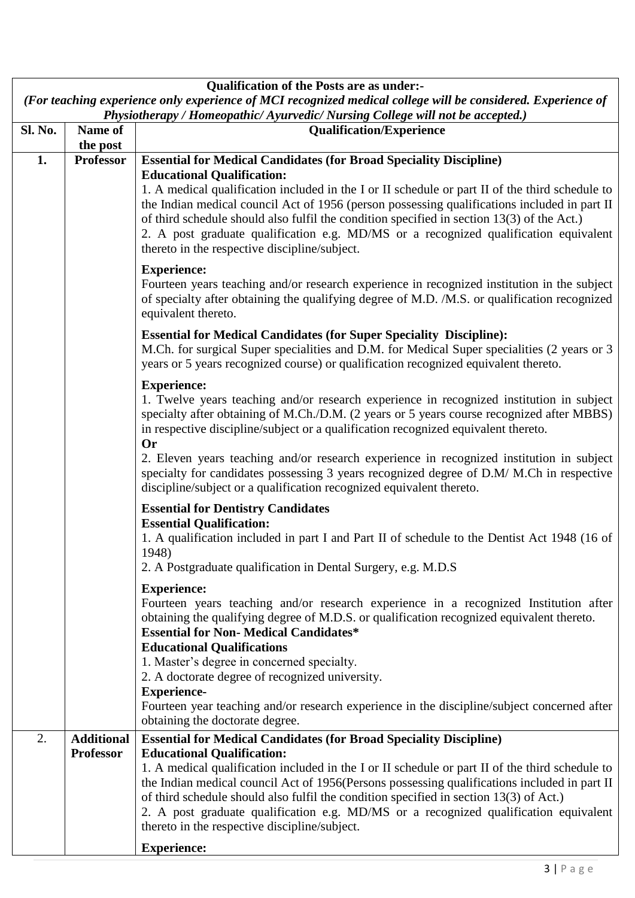| Qualification of the Posts are as under:- *(For teaching experience only experience of MCI recognized medical college will be considered. Experience of Physiotherapy / Homeopathic/ Ayurvedic/ Nursing College will not be accepted.)* | | |
|---|---|---|
| **Sl. No.** | **Name of the post** | **Qualification/Experience** |
| **1.** | **Professor** | **Essential for Medical Candidates (for Broad Speciality Discipline)**<br>**Educational Qualification:**<br>1. A medical qualification included in the I or II schedule or part II of the third schedule to the Indian medical council Act of 1956 (person possessing qualifications included in part II of third schedule should also fulfil the condition specified in section 13(3) of the Act.)<br>2. A post graduate qualification e.g. MD/MS or a recognized qualification equivalent thereto in the respective discipline/subject.<br><br>**Experience:**<br>Fourteen years teaching and/or research experience in recognized institution in the subject of specialty after obtaining the qualifying degree of M.D. /M.S. or qualification recognized equivalent thereto.<br><br>**Essential for Medical Candidates (for Super Speciality Discipline):**<br>M.Ch. for surgical Super specialities and D.M. for Medical Super specialities (2 years or 3 years or 5 years recognized course) or qualification recognized equivalent thereto.<br><br>**Experience:**<br>1. Twelve years teaching and/or research experience in recognized institution in subject specialty after obtaining of M.Ch./D.M. (2 years or 5 years course recognized after MBBS) in respective discipline/subject or a qualification recognized equivalent thereto.<br>**Or**<br>2. Eleven years teaching and/or research experience in recognized institution in subject specialty for candidates possessing 3 years recognized degree of D.M/ M.Ch in respective discipline/subject or a qualification recognized equivalent thereto.<br><br>**Essential for Dentistry Candidates**<br>**Essential Qualification:**<br>1. A qualification included in part I and Part II of schedule to the Dentist Act 1948 (16 of 1948)<br>2. A Postgraduate qualification in Dental Surgery, e.g. M.D.S<br><br>**Experience:**<br>Fourteen years teaching and/or research experience in a recognized Institution after obtaining the qualifying degree of M.D.S. or qualification recognized equivalent thereto.<br>**Essential for Non- Medical Candidates***<br>**Educational Qualifications**<br>1. Master's degree in concerned specialty.<br>2. A doctorate degree of recognized university.<br>**Experience-**<br>Fourteen year teaching and/or research experience in the discipline/subject concerned after obtaining the doctorate degree. |
| 2. | **Additional Professor** | **Essential for Medical Candidates (for Broad Speciality Discipline)**<br>**Educational Qualification:**<br>1. A medical qualification included in the I or II schedule or part II of the third schedule to the Indian medical council Act of 1956(Persons possessing qualifications included in part II of third schedule should also fulfil the condition specified in section 13(3) of Act.)<br>2. A post graduate qualification e.g. MD/MS or a recognized qualification equivalent thereto in the respective discipline/subject.<br><br>**Experience:** |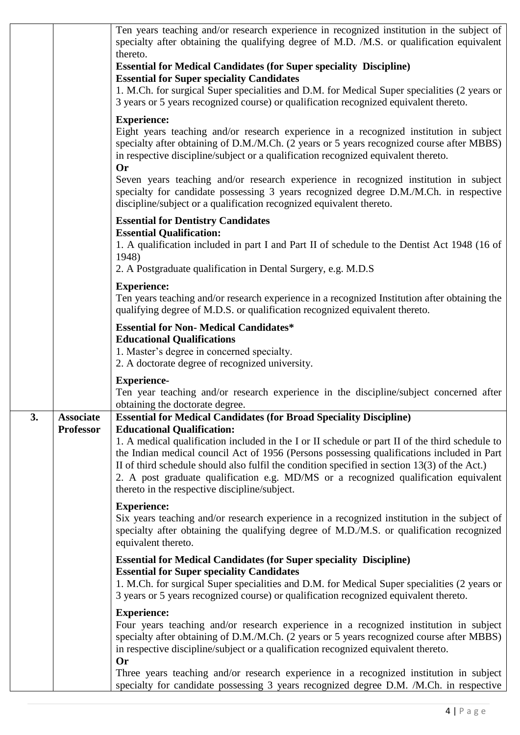| | | |
|---|---|---|
| | | Ten years teaching and/or research experience in recognized institution in the subject of specialty after obtaining the qualifying degree of M.D. /M.S. or qualification equivalent thereto.<br><br>**Essential for Medical Candidates (for Super speciality Discipline)**<br>**Essential for Super speciality Candidates**<br>1. M.Ch. for surgical Super specialities and D.M. for Medical Super specialities (2 years or 3 years or 5 years recognized course) or qualification recognized equivalent thereto.<br><br>**Experience:**<br>Eight years teaching and/or research experience in a recognized institution in subject specialty after obtaining of D.M./M.Ch. (2 years or 5 years recognized course after MBBS) in respective discipline/subject or a qualification recognized equivalent thereto.<br>**Or**<br>Seven years teaching and/or research experience in recognized institution in subject specialty for candidate possessing 3 years recognized degree D.M./M.Ch. in respective discipline/subject or a qualification recognized equivalent thereto.<br><br>**Essential for Dentistry Candidates**<br>**Essential Qualification:**<br>1. A qualification included in part I and Part II of schedule to the Dentist Act 1948 (16 of 1948)<br>2. A Postgraduate qualification in Dental Surgery, e.g. M.D.S<br><br>**Experience:**<br>Ten years teaching and/or research experience in a recognized Institution after obtaining the qualifying degree of M.D.S. or qualification recognized equivalent thereto.<br><br>**Essential for Non- Medical Candidates***<br>**Educational Qualifications**<br>1. Master's degree in concerned specialty.<br>2. A doctorate degree of recognized university.<br><br>**Experience-**<br>Ten year teaching and/or research experience in the discipline/subject concerned after obtaining the doctorate degree. |
| **3.** | **Associate Professor** | **Essential for Medical Candidates (for Broad Speciality Discipline)**<br>**Educational Qualification:**<br>1. A medical qualification included in the I or II schedule or part II of the third schedule to the Indian medical council Act of 1956 (Persons possessing qualifications included in Part II of third schedule should also fulfil the condition specified in section 13(3) of the Act.)<br>2. A post graduate qualification e.g. MD/MS or a recognized qualification equivalent thereto in the respective discipline/subject.<br><br>**Experience:**<br>Six years teaching and/or research experience in a recognized institution in the subject of specialty after obtaining the qualifying degree of M.D./M.S. or qualification recognized equivalent thereto.<br><br>**Essential for Medical Candidates (for Super speciality Discipline)**<br>**Essential for Super speciality Candidates**<br>1. M.Ch. for surgical Super specialities and D.M. for Medical Super specialities (2 years or 3 years or 5 years recognized course) or qualification recognized equivalent thereto.<br><br>**Experience:**<br>Four years teaching and/or research experience in a recognized institution in subject specialty after obtaining of D.M./M.Ch. (2 years or 5 years recognized course after MBBS) in respective discipline/subject or a qualification recognized equivalent thereto.<br>**Or**<br>Three years teaching and/or research experience in a recognized institution in subject specialty for candidate possessing 3 years recognized degree D.M. /M.Ch. in respective |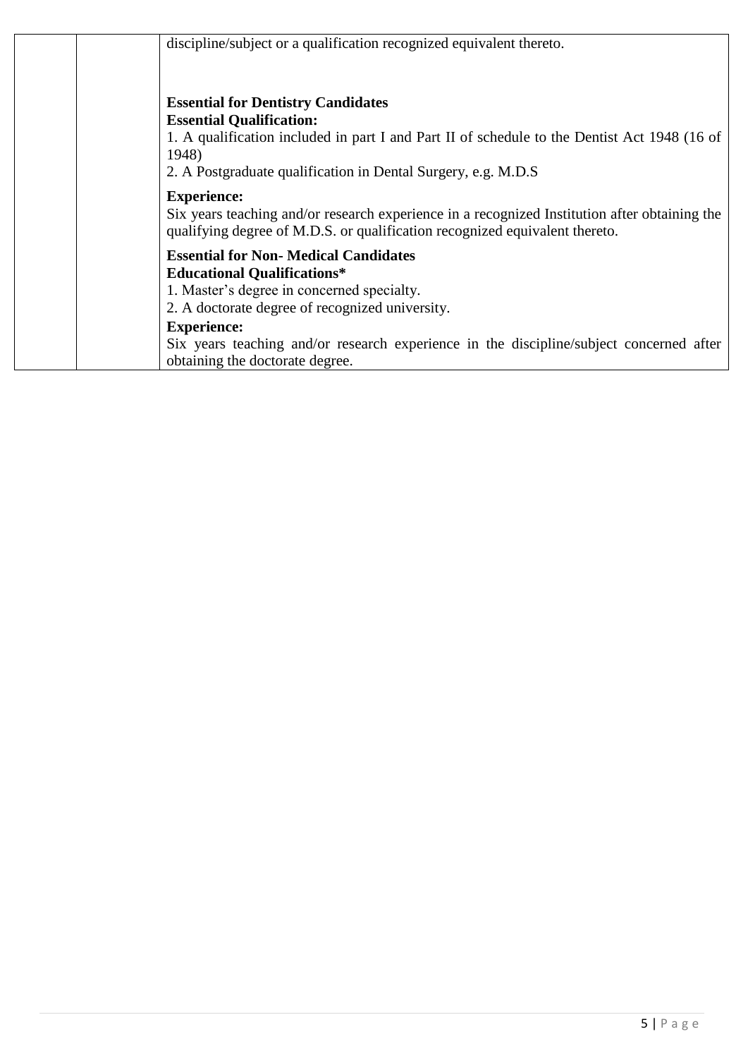| | | discipline/subject or a qualification recognized equivalent thereto.<br><br>**Essential for Dentistry Candidates**<br>**Essential Qualification:**<br>1. A qualification included in part I and Part II of schedule to the Dentist Act 1948 (16 of 1948)<br>2. A Postgraduate qualification in Dental Surgery, e.g. M.D.S<br><br>**Experience:**<br>Six years teaching and/or research experience in a recognized Institution after obtaining the qualifying degree of M.D.S. or qualification recognized equivalent thereto.<br><br>**Essential for Non- Medical Candidates**<br>**Educational Qualifications***<br>1. Master's degree in concerned specialty.<br>2. A doctorate degree of recognized university.<br>**Experience:**<br>Six years teaching and/or research experience in the discipline/subject concerned after obtaining the doctorate degree. |
|---|---|---|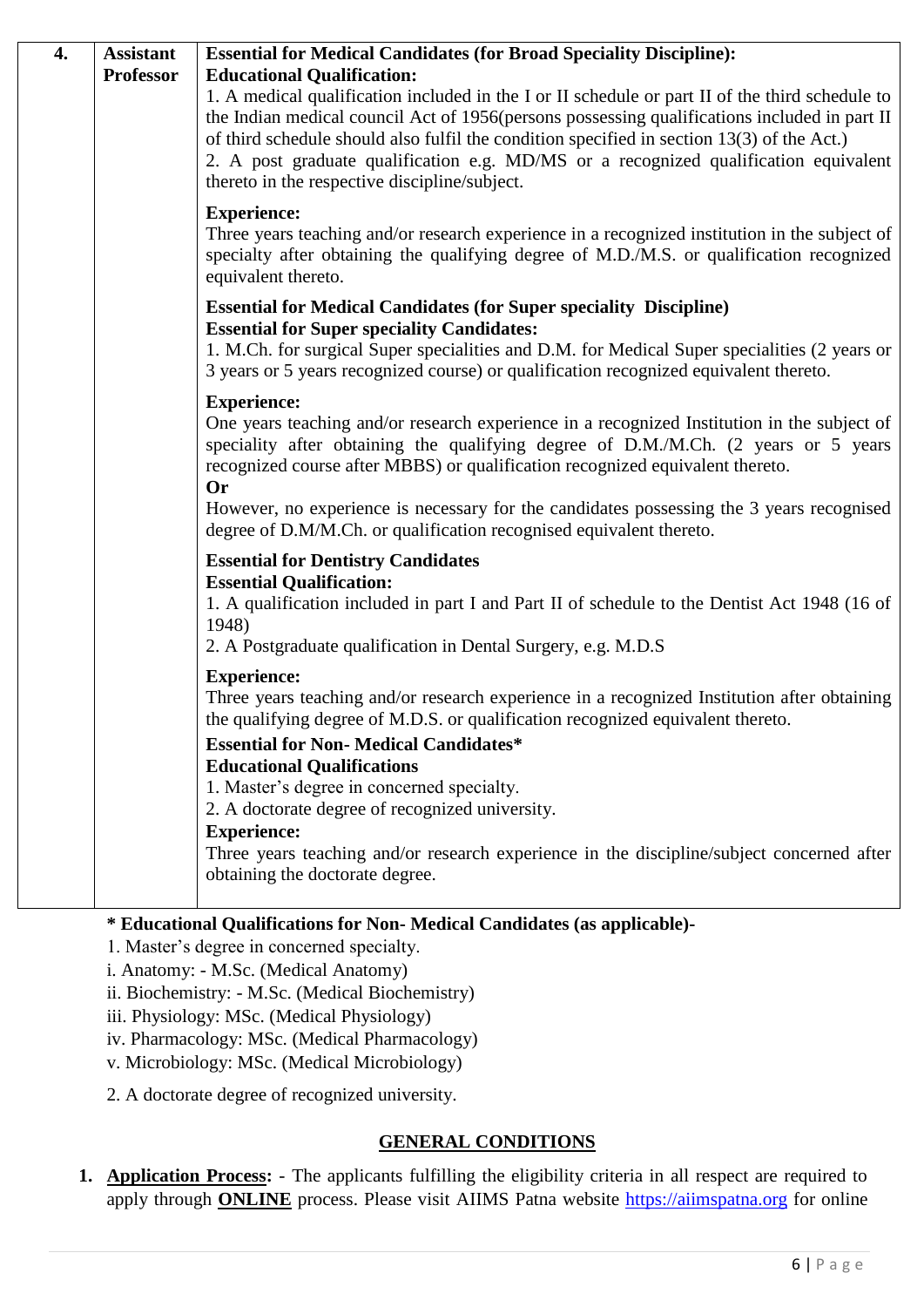| 4. | Assistant Professor | **Essential for Medical Candidates (for Broad Speciality Discipline):**<br>**Educational Qualification:**<br>1. A medical qualification included in the I or II schedule or part II of the third schedule to the Indian medical council Act of 1956(persons possessing qualifications included in part II of third schedule should also fulfil the condition specified in section 13(3) of the Act.)<br>2. A post graduate qualification e.g. MD/MS or a recognized qualification equivalent thereto in the respective discipline/subject.<br><br>**Experience:**<br>Three years teaching and/or research experience in a recognized institution in the subject of specialty after obtaining the qualifying degree of M.D./M.S. or qualification recognized equivalent thereto.<br><br>**Essential for Medical Candidates (for Super speciality Discipline)**<br>**Essential for Super speciality Candidates:**<br>1. M.Ch. for surgical Super specialities and D.M. for Medical Super specialities (2 years or 3 years or 5 years recognized course) or qualification recognized equivalent thereto.<br><br>**Experience:**<br>One years teaching and/or research experience in a recognized Institution in the subject of speciality after obtaining the qualifying degree of D.M./M.Ch. (2 years or 5 years recognized course after MBBS) or qualification recognized equivalent thereto.<br>**Or**<br>However, no experience is necessary for the candidates possessing the 3 years recognised degree of D.M/M.Ch. or qualification recognised equivalent thereto.<br><br>**Essential for Dentistry Candidates**<br>**Essential Qualification:**<br>1. A qualification included in part I and Part II of schedule to the Dentist Act 1948 (16 of 1948)<br>2. A Postgraduate qualification in Dental Surgery, e.g. M.D.S<br><br>**Experience:**<br>Three years teaching and/or research experience in a recognized Institution after obtaining the qualifying degree of M.D.S. or qualification recognized equivalent thereto.<br>**Essential for Non- Medical Candidates***<br>**Educational Qualifications**<br>1. Master's degree in concerned specialty.<br>2. A doctorate degree of recognized university.<br>**Experience:**<br>Three years teaching and/or research experience in the discipline/subject concerned after obtaining the doctorate degree. |
|---|---|---|

**\* Educational Qualifications for Non- Medical Candidates (as applicable)-**

1. Master's degree in concerned specialty.

i. Anatomy: - M.Sc. (Medical Anatomy)

ii. Biochemistry: - M.Sc. (Medical Biochemistry)

iii. Physiology: MSc. (Medical Physiology)

iv. Pharmacology: MSc. (Medical Pharmacology)

v. Microbiology: MSc. (Medical Microbiology)

2. A doctorate degree of recognized university.

## GENERAL CONDITIONS

1. **Application Process:** - The applicants fulfilling the eligibility criteria in all respect are required to apply through **ONLINE** process. Please visit AIIMS Patna website https://aiimspatna.org for online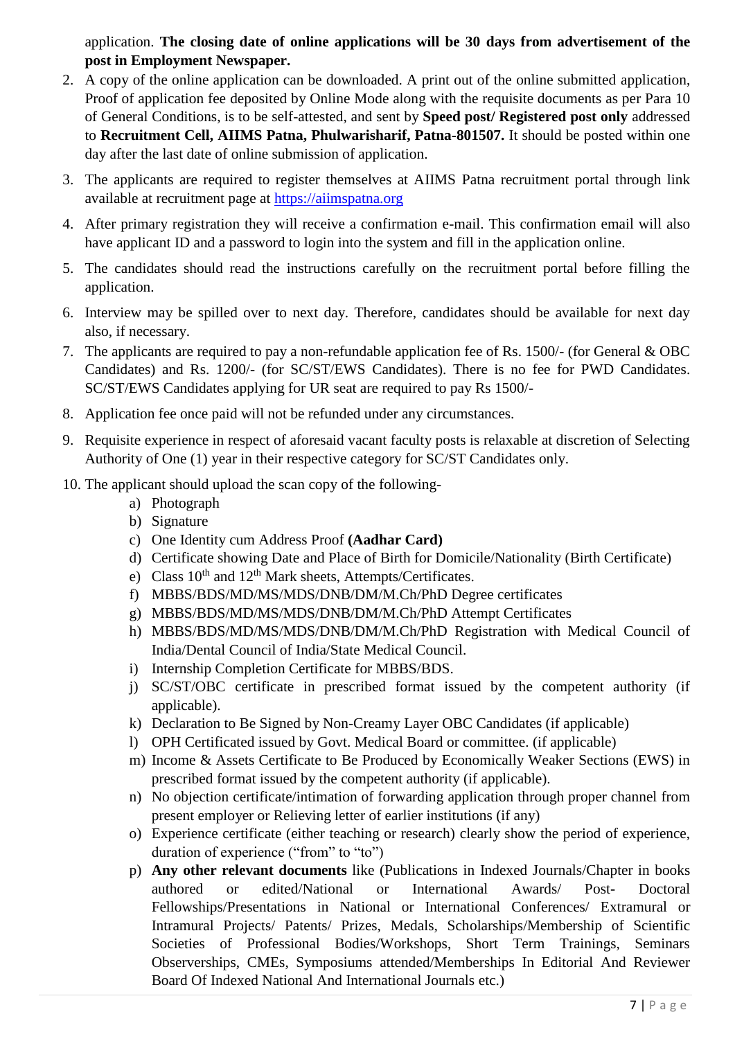application. **The closing date of online applications will be 30 days from advertisement of the post in Employment Newspaper.**

2. A copy of the online application can be downloaded. A print out of the online submitted application, Proof of application fee deposited by Online Mode along with the requisite documents as per Para 10 of General Conditions, is to be self-attested, and sent by **Speed post/ Registered post only** addressed to **Recruitment Cell, AIIMS Patna, Phulwarisharif, Patna-801507.** It should be posted within one day after the last date of online submission of application.

3. The applicants are required to register themselves at AIIMS Patna recruitment portal through link available at recruitment page at https://aiimspatna.org

4. After primary registration they will receive a confirmation e-mail. This confirmation email will also have applicant ID and a password to login into the system and fill in the application online.

5. The candidates should read the instructions carefully on the recruitment portal before filling the application.

6. Interview may be spilled over to next day. Therefore, candidates should be available for next day also, if necessary.

7. The applicants are required to pay a non-refundable application fee of Rs. 1500/- (for General & OBC Candidates) and Rs. 1200/- (for SC/ST/EWS Candidates). There is no fee for PWD Candidates. SC/ST/EWS Candidates applying for UR seat are required to pay Rs 1500/-

8. Application fee once paid will not be refunded under any circumstances.

9. Requisite experience in respect of aforesaid vacant faculty posts is relaxable at discretion of Selecting Authority of One (1) year in their respective category for SC/ST Candidates only.

10. The applicant should upload the scan copy of the following-
    a) Photograph
    b) Signature
    c) One Identity cum Address Proof **(Aadhar Card)**
    d) Certificate showing Date and Place of Birth for Domicile/Nationality (Birth Certificate)
    e) Class 10th and 12th Mark sheets, Attempts/Certificates.
    f) MBBS/BDS/MD/MS/MDS/DNB/DM/M.Ch/PhD Degree certificates
    g) MBBS/BDS/MD/MS/MDS/DNB/DM/M.Ch/PhD Attempt Certificates
    h) MBBS/BDS/MD/MS/MDS/DNB/DM/M.Ch/PhD Registration with Medical Council of India/Dental Council of India/State Medical Council.
    i) Internship Completion Certificate for MBBS/BDS.
    j) SC/ST/OBC certificate in prescribed format issued by the competent authority (if applicable).
    k) Declaration to Be Signed by Non-Creamy Layer OBC Candidates (if applicable)
    l) OPH Certificated issued by Govt. Medical Board or committee. (if applicable)
    m) Income & Assets Certificate to Be Produced by Economically Weaker Sections (EWS) in prescribed format issued by the competent authority (if applicable).
    n) No objection certificate/intimation of forwarding application through proper channel from present employer or Relieving letter of earlier institutions (if any)
    o) Experience certificate (either teaching or research) clearly show the period of experience, duration of experience ("from" to "to")
    p) **Any other relevant documents** like (Publications in Indexed Journals/Chapter in books authored or edited/National or International Awards/ Post- Doctoral Fellowships/Presentations in National or International Conferences/ Extramural or Intramural Projects/ Patents/ Prizes, Medals, Scholarships/Membership of Scientific Societies of Professional Bodies/Workshops, Short Term Trainings, Seminars Observerships, CMEs, Symposiums attended/Memberships In Editorial And Reviewer Board Of Indexed National And International Journals etc.)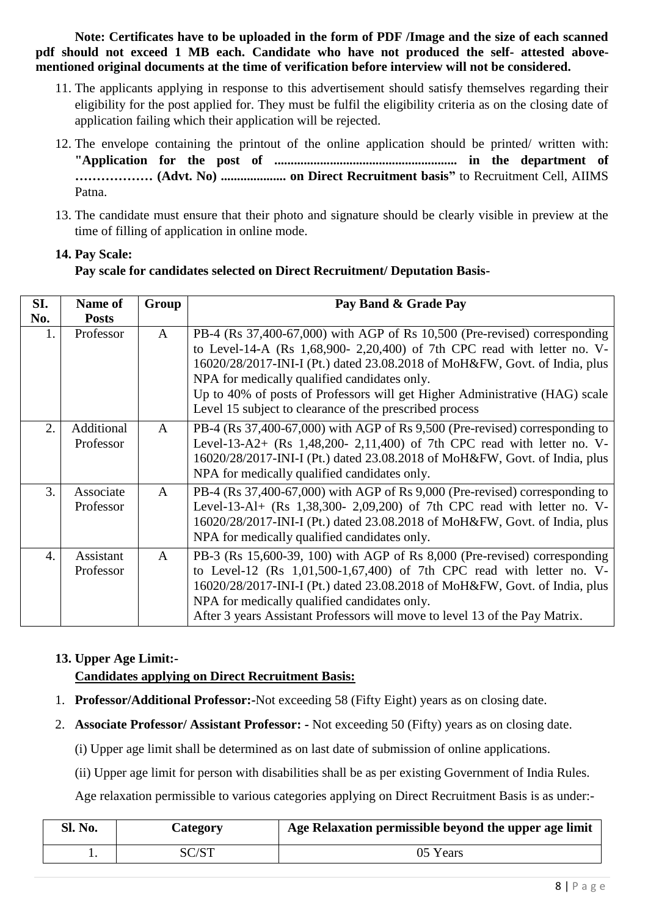**Note: Certificates have to be uploaded in the form of PDF /Image and the size of each scanned pdf should not exceed 1 MB each. Candidate who have not produced the self- attested above-mentioned original documents at the time of verification before interview will not be considered.**

11. The applicants applying in response to this advertisement should satisfy themselves regarding their eligibility for the post applied for. They must be fulfil the eligibility criteria as on the closing date of application failing which their application will be rejected.
12. The envelope containing the printout of the online application should be printed/ written with: **"Application for the post of ........................................................ in the department of ……………… (Advt. No) .................... on Direct Recruitment basis"** to Recruitment Cell, AIIMS Patna.
13. The candidate must ensure that their photo and signature should be clearly visible in preview at the time of filling of application in online mode.

**14. Pay Scale:**

**Pay scale for candidates selected on Direct Recruitment/ Deputation Basis-**

| SI. No. | Name of Posts | Group | Pay Band & Grade Pay |
|---|---|---|---|
| 1. | Professor | A | PB-4 (Rs 37,400-67,000) with AGP of Rs 10,500 (Pre-revised) corresponding to Level-14-A (Rs 1,68,900- 2,20,400) of 7th CPC read with letter no. V-16020/28/2017-INI-I (Pt.) dated 23.08.2018 of MoH&FW, Govt. of India, plus NPA for medically qualified candidates only.<br>Up to 40% of posts of Professors will get Higher Administrative (HAG) scale Level 15 subject to clearance of the prescribed process |
| 2. | Additional Professor | A | PB-4 (Rs 37,400-67,000) with AGP of Rs 9,500 (Pre-revised) corresponding to Level-13-A2+ (Rs 1,48,200- 2,11,400) of 7th CPC read with letter no. V-16020/28/2017-INI-I (Pt.) dated 23.08.2018 of MoH&FW, Govt. of India, plus NPA for medically qualified candidates only. |
| 3. | Associate Professor | A | PB-4 (Rs 37,400-67,000) with AGP of Rs 9,000 (Pre-revised) corresponding to Level-13-Al+ (Rs 1,38,300- 2,09,200) of 7th CPC read with letter no. V-16020/28/2017-INI-I (Pt.) dated 23.08.2018 of MoH&FW, Govt. of India, plus NPA for medically qualified candidates only. |
| 4. | Assistant Professor | A | PB-3 (Rs 15,600-39, 100) with AGP of Rs 8,000 (Pre-revised) corresponding to Level-12 (Rs 1,01,500-1,67,400) of 7th CPC read with letter no. V-16020/28/2017-INI-I (Pt.) dated 23.08.2018 of MoH&FW, Govt. of India, plus NPA for medically qualified candidates only.<br>After 3 years Assistant Professors will move to level 13 of the Pay Matrix. |

**13. Upper Age Limit:-**

**<u>Candidates applying on Direct Recruitment Basis:</u>**

1. **Professor/Additional Professor:-**Not exceeding 58 (Fifty Eight) years as on closing date.
2. **Associate Professor/ Assistant Professor: -** Not exceeding 50 (Fifty) years as on closing date.

   (i) Upper age limit shall be determined as on last date of submission of online applications.

   (ii) Upper age limit for person with disabilities shall be as per existing Government of India Rules.

   Age relaxation permissible to various categories applying on Direct Recruitment Basis is as under:-

| Sl. No. | Category | Age Relaxation permissible beyond the upper age limit |
|---|---|---|
| 1. | SC/ST | 05 Years |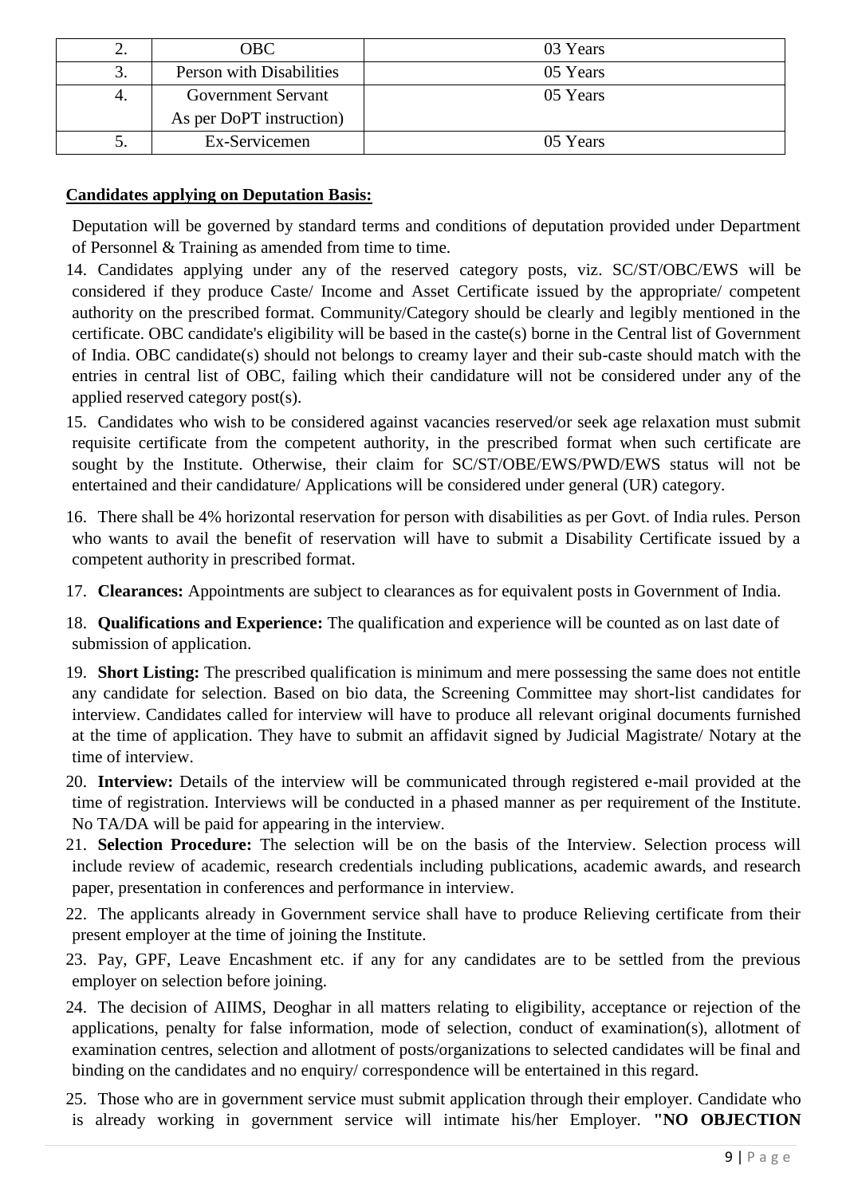| 2. | OBC | 03 Years |
|---|---|---|
| 3. | Person with Disabilities | 05 Years |
| 4. | Government Servant As per DoPT instruction) | 05 Years |
| 5. | Ex-Servicemen | 05 Years |

**Candidates applying on Deputation Basis:**

Deputation will be governed by standard terms and conditions of deputation provided under Department of Personnel & Training as amended from time to time.

14. Candidates applying under any of the reserved category posts, viz. SC/ST/OBC/EWS will be considered if they produce Caste/ Income and Asset Certificate issued by the appropriate/ competent authority on the prescribed format. Community/Category should be clearly and legibly mentioned in the certificate. OBC candidate's eligibility will be based in the caste(s) borne in the Central list of Government of India. OBC candidate(s) should not belongs to creamy layer and their sub-caste should match with the entries in central list of OBC, failing which their candidature will not be considered under any of the applied reserved category post(s).
15. Candidates who wish to be considered against vacancies reserved/or seek age relaxation must submit requisite certificate from the competent authority, in the prescribed format when such certificate are sought by the Institute. Otherwise, their claim for SC/ST/OBE/EWS/PWD/EWS status will not be entertained and their candidature/ Applications will be considered under general (UR) category.
16. There shall be 4% horizontal reservation for person with disabilities as per Govt. of India rules. Person who wants to avail the benefit of reservation will have to submit a Disability Certificate issued by a competent authority in prescribed format.
17. **Clearances:** Appointments are subject to clearances as for equivalent posts in Government of India.
18. **Qualifications and Experience:** The qualification and experience will be counted as on last date of submission of application.
19. **Short Listing:** The prescribed qualification is minimum and mere possessing the same does not entitle any candidate for selection. Based on bio data, the Screening Committee may short-list candidates for interview. Candidates called for interview will have to produce all relevant original documents furnished at the time of application. They have to submit an affidavit signed by Judicial Magistrate/ Notary at the time of interview.
20. **Interview:** Details of the interview will be communicated through registered e-mail provided at the time of registration. Interviews will be conducted in a phased manner as per requirement of the Institute. No TA/DA will be paid for appearing in the interview.
21. **Selection Procedure:** The selection will be on the basis of the Interview. Selection process will include review of academic, research credentials including publications, academic awards, and research paper, presentation in conferences and performance in interview.
22. The applicants already in Government service shall have to produce Relieving certificate from their present employer at the time of joining the Institute.
23. Pay, GPF, Leave Encashment etc. if any for any candidates are to be settled from the previous employer on selection before joining.
24. The decision of AIIMS, Deoghar in all matters relating to eligibility, acceptance or rejection of the applications, penalty for false information, mode of selection, conduct of examination(s), allotment of examination centres, selection and allotment of posts/organizations to selected candidates will be final and binding on the candidates and no enquiry/ correspondence will be entertained in this regard.
25. Those who are in government service must submit application through their employer. Candidate who is already working in government service will intimate his/her Employer. **"NO OBJECTION**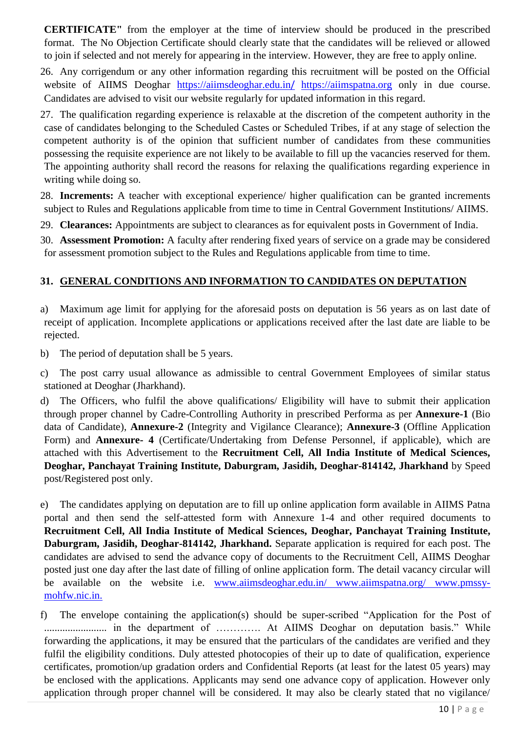**CERTIFICATE"** from the employer at the time of interview should be produced in the prescribed format. The No Objection Certificate should clearly state that the candidates will be relieved or allowed to join if selected and not merely for appearing in the interview. However, they are free to apply online.

26. Any corrigendum or any other information regarding this recruitment will be posted on the Official website of AIIMS Deoghar https://aiimsdeoghar.edu.in/ https://aiimspatna.org only in due course. Candidates are advised to visit our website regularly for updated information in this regard.
27. The qualification regarding experience is relaxable at the discretion of the competent authority in the case of candidates belonging to the Scheduled Castes or Scheduled Tribes, if at any stage of selection the competent authority is of the opinion that sufficient number of candidates from these communities possessing the requisite experience are not likely to be available to fill up the vacancies reserved for them. The appointing authority shall record the reasons for relaxing the qualifications regarding experience in writing while doing so.
28. **Increments:** A teacher with exceptional experience/ higher qualification can be granted increments subject to Rules and Regulations applicable from time to time in Central Government Institutions/ AIIMS.
29. **Clearances:** Appointments are subject to clearances as for equivalent posts in Government of India.
30. **Assessment Promotion:** A faculty after rendering fixed years of service on a grade may be considered for assessment promotion subject to the Rules and Regulations applicable from time to time.

## 31. GENERAL CONDITIONS AND INFORMATION TO CANDIDATES ON DEPUTATION

a) Maximum age limit for applying for the aforesaid posts on deputation is 56 years as on last date of receipt of application. Incomplete applications or applications received after the last date are liable to be rejected.

b) The period of deputation shall be 5 years.

c) The post carry usual allowance as admissible to central Government Employees of similar status stationed at Deoghar (Jharkhand).

d) The Officers, who fulfil the above qualifications/ Eligibility will have to submit their application through proper channel by Cadre-Controlling Authority in prescribed Performa as per **Annexure-1** (Bio data of Candidate), **Annexure-2** (Integrity and Vigilance Clearance); **Annexure-3** (Offline Application Form) and **Annexure- 4** (Certificate/Undertaking from Defense Personnel, if applicable), which are attached with this Advertisement to the **Recruitment Cell, All India Institute of Medical Sciences, Deoghar, Panchayat Training Institute, Daburgram, Jasidih, Deoghar-814142, Jharkhand** by Speed post/Registered post only.

e) The candidates applying on deputation are to fill up online application form available in AIIMS Patna portal and then send the self-attested form with Annexure 1-4 and other required documents to **Recruitment Cell, All India Institute of Medical Sciences, Deoghar, Panchayat Training Institute, Daburgram, Jasidih, Deoghar-814142, Jharkhand.** Separate application is required for each post. The candidates are advised to send the advance copy of documents to the Recruitment Cell, AIIMS Deoghar posted just one day after the last date of filling of online application form. The detail vacancy circular will be available on the website i.e. www.aiimsdeoghar.edu.in/ www.aiimspatna.org/ www.pmssy-mohfw.nic.in.

f) The envelope containing the application(s) should be super-scribed "Application for the Post of ........................ in the department of …………. At AIIMS Deoghar on deputation basis." While forwarding the applications, it may be ensured that the particulars of the candidates are verified and they fulfil the eligibility conditions. Duly attested photocopies of their up to date of qualification, experience certificates, promotion/up gradation orders and Confidential Reports (at least for the latest 05 years) may be enclosed with the applications. Applicants may send one advance copy of application. However only application through proper channel will be considered. It may also be clearly stated that no vigilance/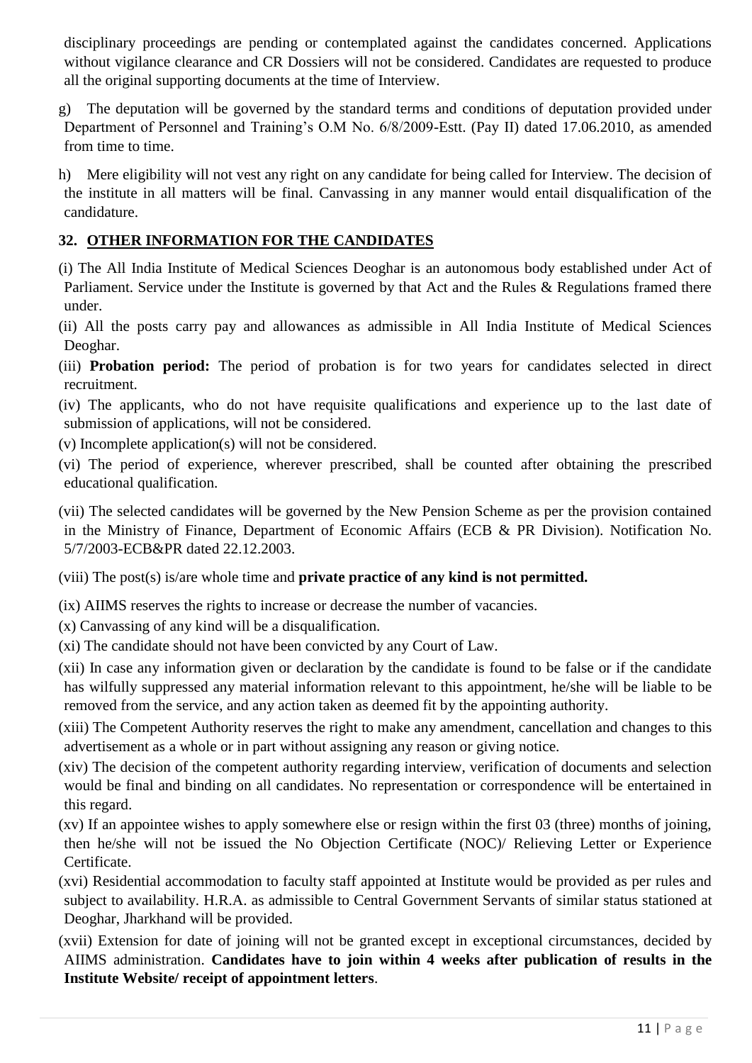disciplinary proceedings are pending or contemplated against the candidates concerned. Applications without vigilance clearance and CR Dossiers will not be considered. Candidates are requested to produce all the original supporting documents at the time of Interview.

g) The deputation will be governed by the standard terms and conditions of deputation provided under Department of Personnel and Training's O.M No. 6/8/2009-Estt. (Pay II) dated 17.06.2010, as amended from time to time.

h) Mere eligibility will not vest any right on any candidate for being called for Interview. The decision of the institute in all matters will be final. Canvassing in any manner would entail disqualification of the candidature.

## 32. OTHER INFORMATION FOR THE CANDIDATES

(i) The All India Institute of Medical Sciences Deoghar is an autonomous body established under Act of Parliament. Service under the Institute is governed by that Act and the Rules & Regulations framed there under.

(ii) All the posts carry pay and allowances as admissible in All India Institute of Medical Sciences Deoghar.

(iii) **Probation period:** The period of probation is for two years for candidates selected in direct recruitment.

(iv) The applicants, who do not have requisite qualifications and experience up to the last date of submission of applications, will not be considered.

(v) Incomplete application(s) will not be considered.

(vi) The period of experience, wherever prescribed, shall be counted after obtaining the prescribed educational qualification.

(vii) The selected candidates will be governed by the New Pension Scheme as per the provision contained in the Ministry of Finance, Department of Economic Affairs (ECB & PR Division). Notification No. 5/7/2003-ECB&PR dated 22.12.2003.

(viii) The post(s) is/are whole time and **private practice of any kind is not permitted.**

(ix) AIIMS reserves the rights to increase or decrease the number of vacancies.

(x) Canvassing of any kind will be a disqualification.

(xi) The candidate should not have been convicted by any Court of Law.

(xii) In case any information given or declaration by the candidate is found to be false or if the candidate has wilfully suppressed any material information relevant to this appointment, he/she will be liable to be removed from the service, and any action taken as deemed fit by the appointing authority.

(xiii) The Competent Authority reserves the right to make any amendment, cancellation and changes to this advertisement as a whole or in part without assigning any reason or giving notice.

(xiv) The decision of the competent authority regarding interview, verification of documents and selection would be final and binding on all candidates. No representation or correspondence will be entertained in this regard.

(xv) If an appointee wishes to apply somewhere else or resign within the first 03 (three) months of joining, then he/she will not be issued the No Objection Certificate (NOC)/ Relieving Letter or Experience Certificate.

(xvi) Residential accommodation to faculty staff appointed at Institute would be provided as per rules and subject to availability. H.R.A. as admissible to Central Government Servants of similar status stationed at Deoghar, Jharkhand will be provided.

(xvii) Extension for date of joining will not be granted except in exceptional circumstances, decided by AIIMS administration. **Candidates have to join within 4 weeks after publication of results in the Institute Website/ receipt of appointment letters**.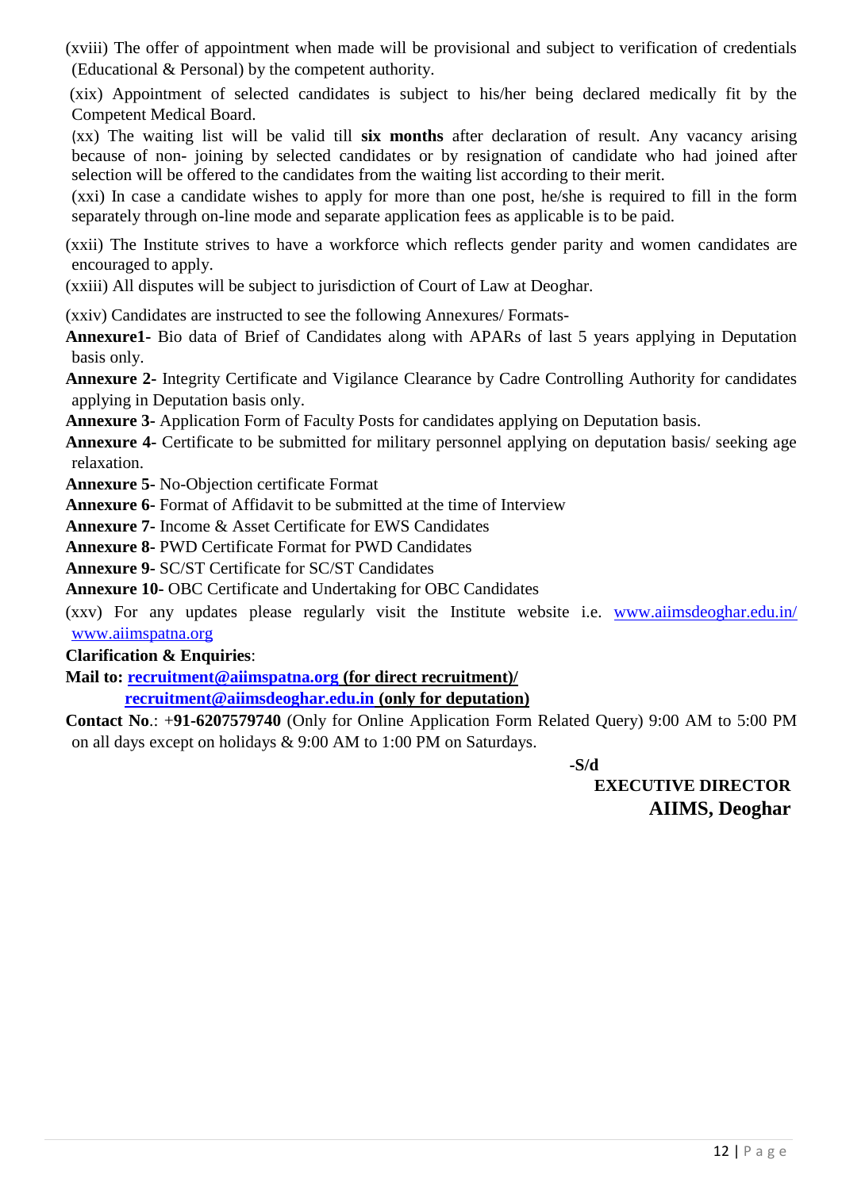(xviii) The offer of appointment when made will be provisional and subject to verification of credentials (Educational & Personal) by the competent authority.

(xix) Appointment of selected candidates is subject to his/her being declared medically fit by the Competent Medical Board.

(xx) The waiting list will be valid till **six months** after declaration of result. Any vacancy arising because of non- joining by selected candidates or by resignation of candidate who had joined after selection will be offered to the candidates from the waiting list according to their merit.

(xxi) In case a candidate wishes to apply for more than one post, he/she is required to fill in the form separately through on-line mode and separate application fees as applicable is to be paid.

(xxii) The Institute strives to have a workforce which reflects gender parity and women candidates are encouraged to apply.

(xxiii) All disputes will be subject to jurisdiction of Court of Law at Deoghar.

(xxiv) Candidates are instructed to see the following Annexures/ Formats-

**Annexure1-** Bio data of Brief of Candidates along with APARs of last 5 years applying in Deputation basis only.

**Annexure 2-** Integrity Certificate and Vigilance Clearance by Cadre Controlling Authority for candidates applying in Deputation basis only.

**Annexure 3-** Application Form of Faculty Posts for candidates applying on Deputation basis.

**Annexure 4-** Certificate to be submitted for military personnel applying on deputation basis/ seeking age relaxation.

**Annexure 5-** No-Objection certificate Format

**Annexure 6-** Format of Affidavit to be submitted at the time of Interview

**Annexure 7-** Income & Asset Certificate for EWS Candidates

**Annexure 8-** PWD Certificate Format for PWD Candidates

**Annexure 9-** SC/ST Certificate for SC/ST Candidates

**Annexure 10-** OBC Certificate and Undertaking for OBC Candidates

(xxv) For any updates please regularly visit the Institute website i.e. www.aiimsdeoghar.edu.in/ www.aiimspatna.org

**Clarification & Enquiries**:

**Mail to: recruitment@aiimspatna.org (for direct recruitment)/ recruitment@aiimsdeoghar.edu.in (only for deputation)**

**Contact No**.: +**91-6207579740** (Only for Online Application Form Related Query) 9:00 AM to 5:00 PM on all days except on holidays & 9:00 AM to 1:00 PM on Saturdays.

**-S/d**

**EXECUTIVE DIRECTOR**

**AIIMS, Deoghar**